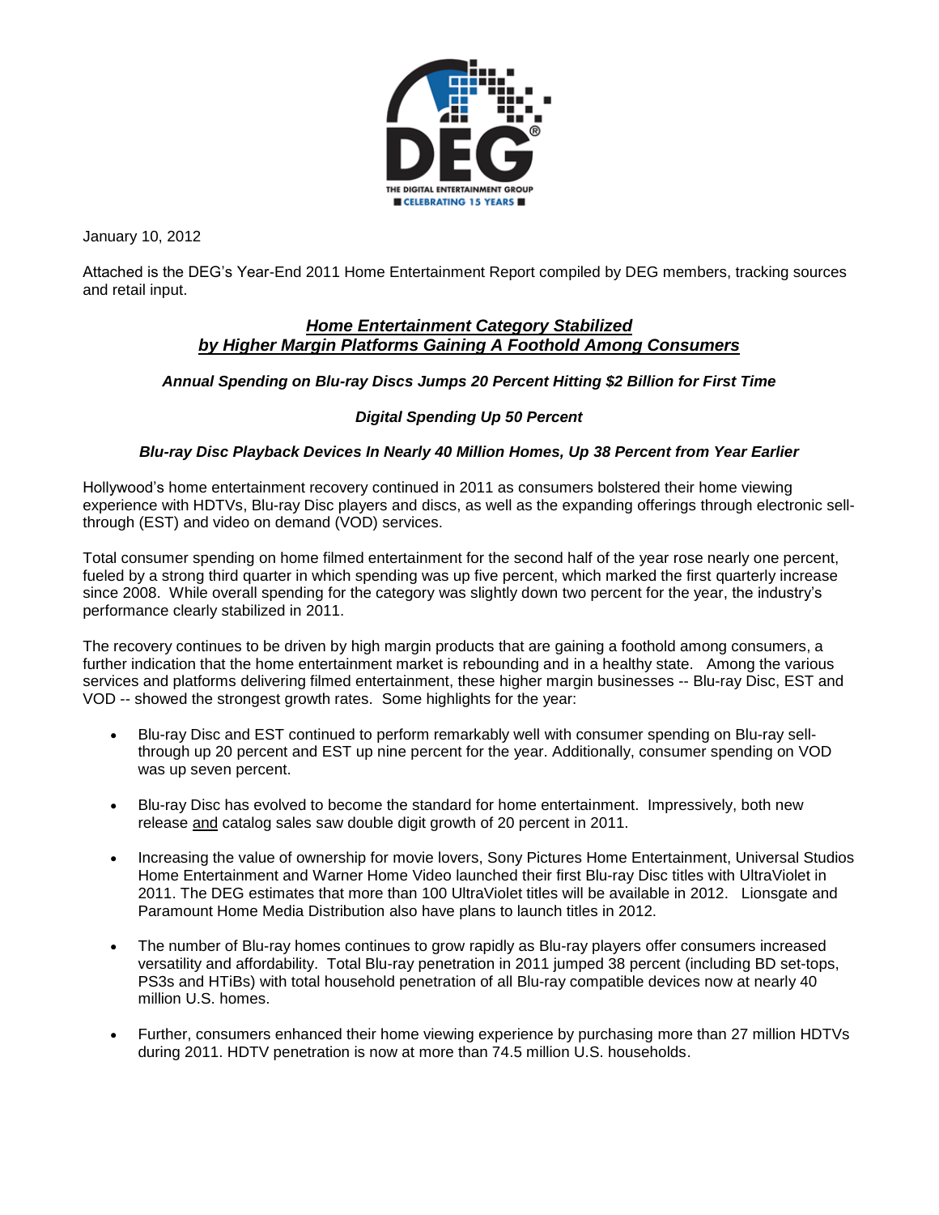THE DIGITAL ENTERTAINMENT GROUP
CELEBRATING 15 YEARS

January 10, 2012

Attached is the DEG's Year-End 2011 Home Entertainment Report compiled by DEG members, tracking sources and retail input.

## ***Home Entertainment Category Stabilized by Higher Margin Platforms Gaining A Foothold Among Consumers***

***Annual Spending on Blu-ray Discs Jumps 20 Percent Hitting $2 Billion for First Time***

***Digital Spending Up 50 Percent***

***Blu-ray Disc Playback Devices In Nearly 40 Million Homes, Up 38 Percent from Year Earlier***

Hollywood's home entertainment recovery continued in 2011 as consumers bolstered their home viewing experience with HDTVs, Blu-ray Disc players and discs, as well as the expanding offerings through electronic sell-through (EST) and video on demand (VOD) services.

Total consumer spending on home filmed entertainment for the second half of the year rose nearly one percent, fueled by a strong third quarter in which spending was up five percent, which marked the first quarterly increase since 2008. While overall spending for the category was slightly down two percent for the year, the industry's performance clearly stabilized in 2011.

The recovery continues to be driven by high margin products that are gaining a foothold among consumers, a further indication that the home entertainment market is rebounding and in a healthy state. Among the various services and platforms delivering filmed entertainment, these higher margin businesses -- Blu-ray Disc, EST and VOD -- showed the strongest growth rates. Some highlights for the year:

- Blu-ray Disc and EST continued to perform remarkably well with consumer spending on Blu-ray sell-through up 20 percent and EST up nine percent for the year. Additionally, consumer spending on VOD was up seven percent.
- Blu-ray Disc has evolved to become the standard for home entertainment. Impressively, both new release and catalog sales saw double digit growth of 20 percent in 2011.
- Increasing the value of ownership for movie lovers, Sony Pictures Home Entertainment, Universal Studios Home Entertainment and Warner Home Video launched their first Blu-ray Disc titles with UltraViolet in 2011. The DEG estimates that more than 100 UltraViolet titles will be available in 2012. Lionsgate and Paramount Home Media Distribution also have plans to launch titles in 2012.
- The number of Blu-ray homes continues to grow rapidly as Blu-ray players offer consumers increased versatility and affordability. Total Blu-ray penetration in 2011 jumped 38 percent (including BD set-tops, PS3s and HTiBs) with total household penetration of all Blu-ray compatible devices now at nearly 40 million U.S. homes.
- Further, consumers enhanced their home viewing experience by purchasing more than 27 million HDTVs during 2011. HDTV penetration is now at more than 74.5 million U.S. households.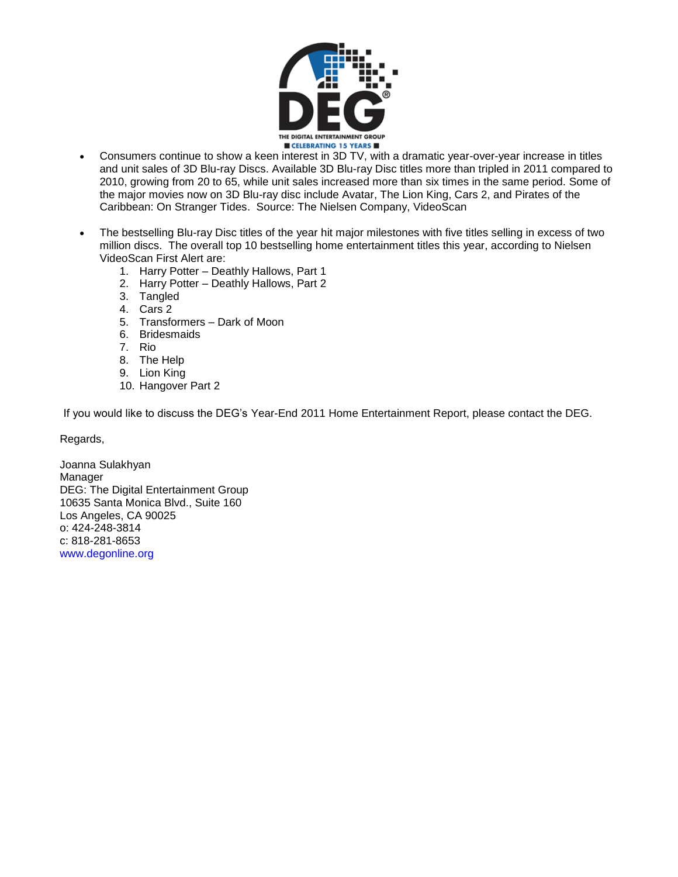- Consumers continue to show a keen interest in 3D TV, with a dramatic year-over-year increase in titles and unit sales of 3D Blu-ray Discs. Available 3D Blu-ray Disc titles more than tripled in 2011 compared to 2010, growing from 20 to 65, while unit sales increased more than six times in the same period. Some of the major movies now on 3D Blu-ray disc include Avatar, The Lion King, Cars 2, and Pirates of the Caribbean: On Stranger Tides. Source: The Nielsen Company, VideoScan

- The bestselling Blu-ray Disc titles of the year hit major milestones with five titles selling in excess of two million discs. The overall top 10 bestselling home entertainment titles this year, according to Nielsen VideoScan First Alert are:
  1. Harry Potter – Deathly Hallows, Part 1
  2. Harry Potter – Deathly Hallows, Part 2
  3. Tangled
  4. Cars 2
  5. Transformers – Dark of Moon
  6. Bridesmaids
  7. Rio
  8. The Help
  9. Lion King
  10. Hangover Part 2

If you would like to discuss the DEG's Year-End 2011 Home Entertainment Report, please contact the DEG.

Regards,

Joanna Sulakhyan
Manager
DEG: The Digital Entertainment Group
10635 Santa Monica Blvd., Suite 160
Los Angeles, CA 90025
o: 424-248-3814
c: 818-281-8653
www.degonline.org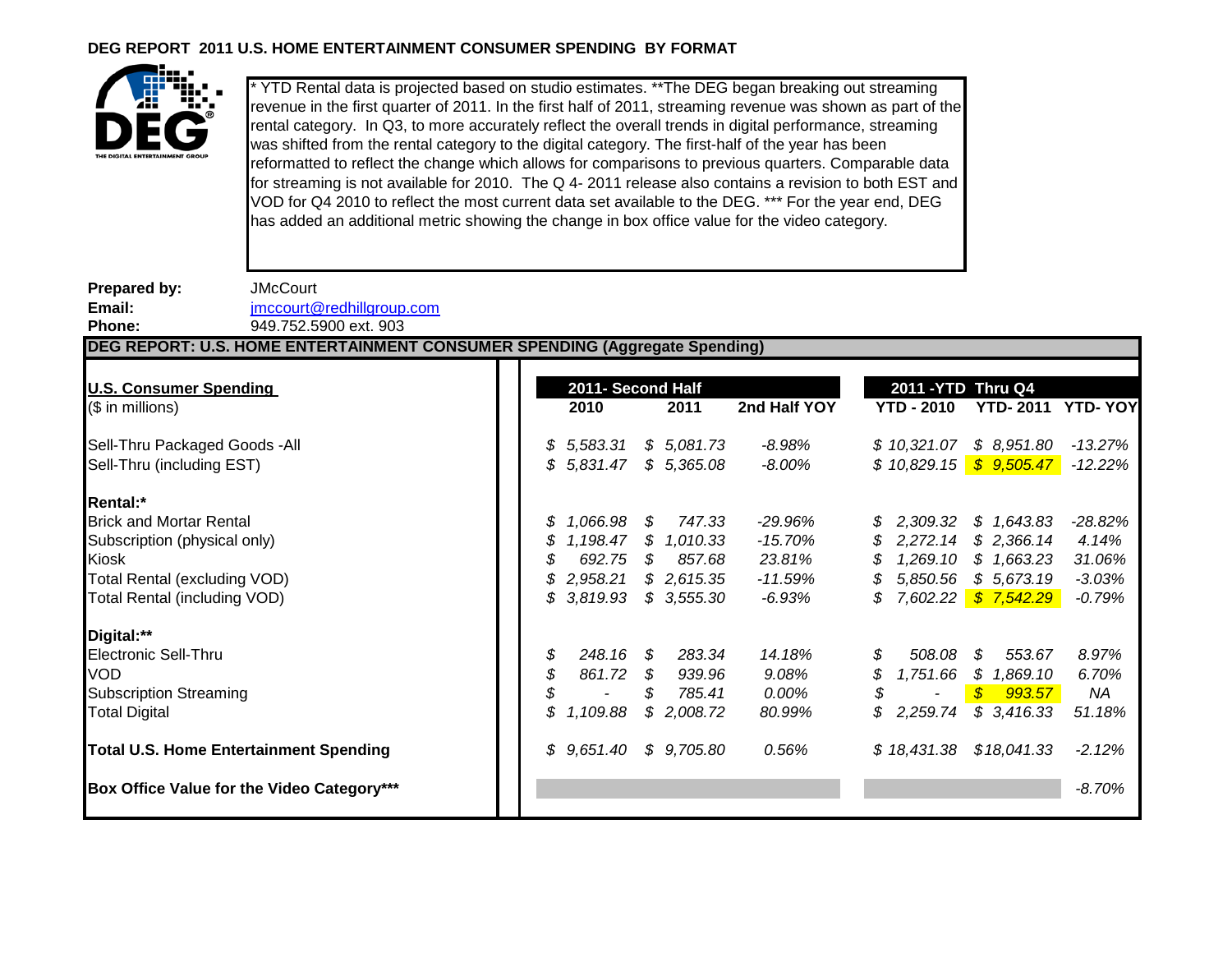**DEG REPORT 2011 U.S. HOME ENTERTAINMENT CONSUMER SPENDING BY FORMAT**

* YTD Rental data is projected based on studio estimates. **The DEG began breaking out streaming revenue in the first quarter of 2011. In the first half of 2011, streaming revenue was shown as part of the rental category. In Q3, to more accurately reflect the overall trends in digital performance, streaming was shifted from the rental category to the digital category. The first-half of the year has been reformatted to reflect the change which allows for comparisons to previous quarters. Comparable data for streaming is not available for 2010. The Q 4- 2011 release also contains a revision to both EST and VOD for Q4 2010 to reflect the most current data set available to the DEG. *** For the year end, DEG has added an additional metric showing the change in box office value for the video category.

**Prepared by:** JMcCourt
**Email:** jmccourt@redhillgroup.com
**Phone:** 949.752.5900 ext. 903

**DEG REPORT: U.S. HOME ENTERTAINMENT CONSUMER SPENDING (Aggregate Spending)**

| **U.S. Consumer Spending** ($ in millions) | 2011- Second Half | | | 2011 -YTD Thru Q4 | | |
|---|---|---|---|---|---|---|
| | 2010 | 2011 | 2nd Half YOY | YTD - 2010 | YTD- 2011 | YTD- YOY |
| Sell-Thru Packaged Goods -All | $ 5,583.31 | $ 5,081.73 | -8.98% | $ 10,321.07 | $ 8,951.80 | -13.27% |
| Sell-Thru (including EST) | $ 5,831.47 | $ 5,365.08 | -8.00% | $ 10,829.15 | $ 9,505.47 | -12.22% |
| **Rental:*** | | | | | | |
| Brick and Mortar Rental | $ 1,066.98 | $ 747.33 | -29.96% | $ 2,309.32 | $ 1,643.83 | -28.82% |
| Subscription (physical only) | $ 1,198.47 | $ 1,010.33 | -15.70% | $ 2,272.14 | $ 2,366.14 | 4.14% |
| Kiosk | $ 692.75 | $ 857.68 | 23.81% | $ 1,269.10 | $ 1,663.23 | 31.06% |
| Total Rental (excluding VOD) | $ 2,958.21 | $ 2,615.35 | -11.59% | $ 5,850.56 | $ 5,673.19 | -3.03% |
| Total Rental (including VOD) | $ 3,819.93 | $ 3,555.30 | -6.93% | $ 7,602.22 | $ 7,542.29 | -0.79% |
| **Digital:**** | | | | | | |
| Electronic Sell-Thru | $ 248.16 | $ 283.34 | 14.18% | $ 508.08 | $ 553.67 | 8.97% |
| VOD | $ 861.72 | $ 939.96 | 9.08% | $ 1,751.66 | $ 1,869.10 | 6.70% |
| Subscription Streaming | $ - | $ 785.41 | 0.00% | $ - | $ 993.57 | NA |
| Total Digital | $ 1,109.88 | $ 2,008.72 | 80.99% | $ 2,259.74 | $ 3,416.33 | 51.18% |
| **Total U.S. Home Entertainment Spending** | $ 9,651.40 | $ 9,705.80 | 0.56% | $ 18,431.38 | $18,041.33 | -2.12% |
| **Box Office Value for the Video Category*** ** | | | | | | -8.70% |